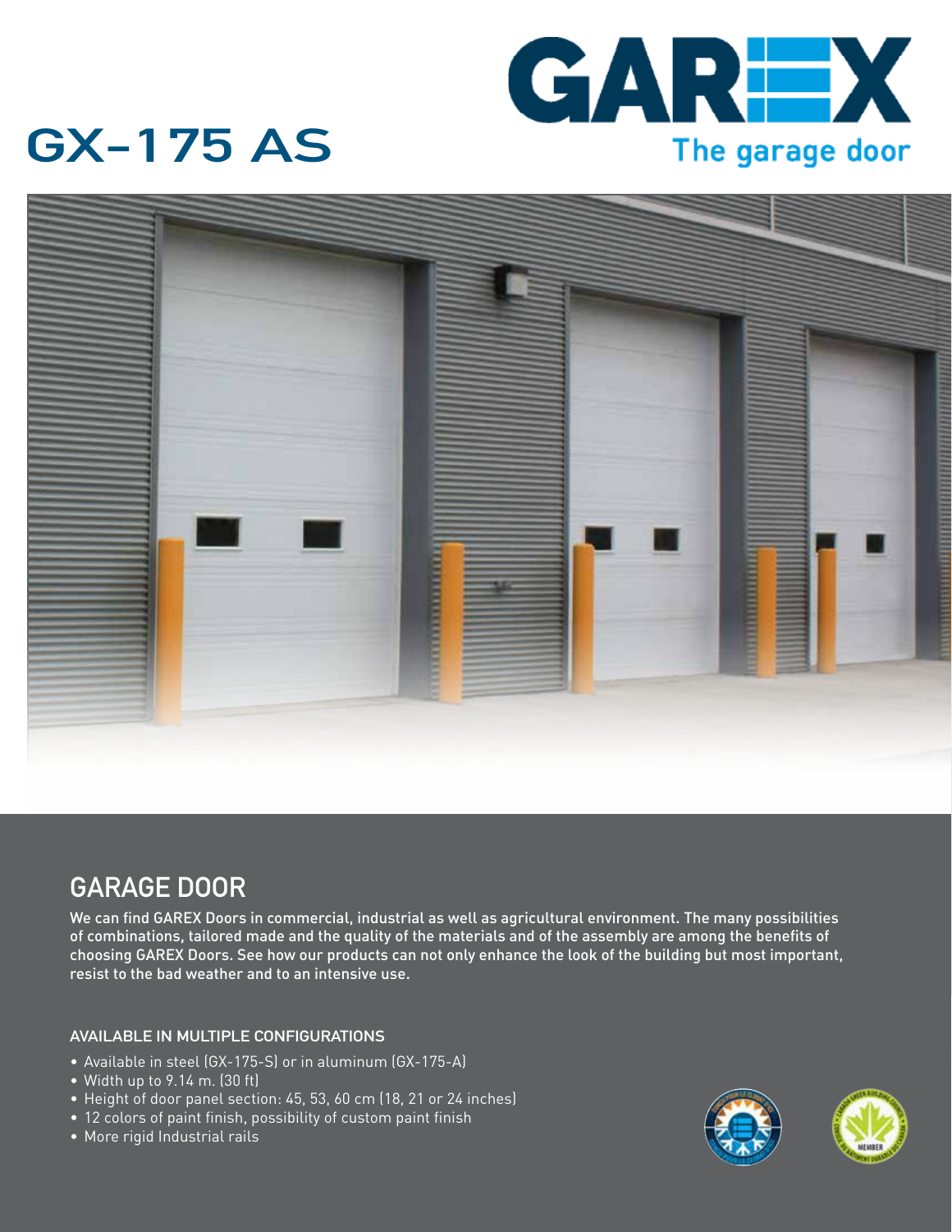# GX-175 AS

GAREX

The garage door

## GARAGE DOOR

We can find GAREX Doors in commercial, industrial as well as agricultural environment. The many possibilities of combinations, tailored made and the quality of the materials and of the assembly are among the benefits of choosing GAREX Doors. See how our products can not only enhance the look of the building but most important, resist to the bad weather and to an intensive use.

### AVAILABLE IN MULTIPLE CONFIGURATIONS

- Available in steel (GX-175-S) or in aluminum (GX-175-A)
- Width up to 9.14 m. (30 ft)
- Height of door panel section: 45, 53, 60 cm (18, 21 or 24 inches)
- 12 colors of paint finish, possibility of custom paint finish
- More rigid Industrial rails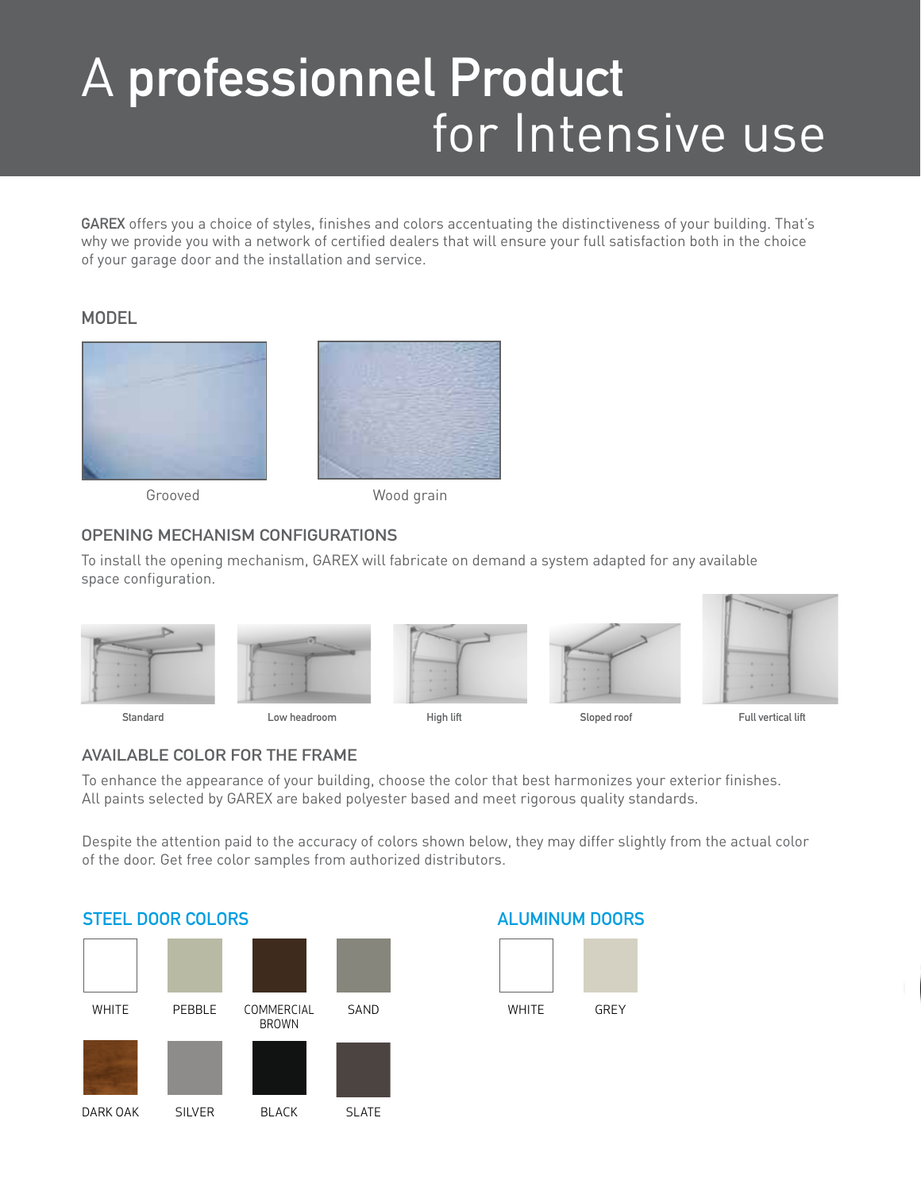# A **professionnel Product** for Intensive use

**GAREX** offers you a choice of styles, finishes and colors accentuating the distinctiveness of your building. That's why we provide you with a network of certified dealers that will ensure your full satisfaction both in the choice of your garage door and the installation and service.

## MODEL

Grooved

Wood grain

## OPENING MECHANISM CONFIGURATIONS

To install the opening mechanism, GAREX will fabricate on demand a system adapted for any available space configuration.

Standard

Low headroom

High lift

Sloped roof

Full vertical lift

## AVAILABLE COLOR FOR THE FRAME

To enhance the appearance of your building, choose the color that best harmonizes your exterior finishes. All paints selected by GAREX are baked polyester based and meet rigorous quality standards.

Despite the attention paid to the accuracy of colors shown below, they may differ slightly from the actual color of the door. Get free color samples from authorized distributors.

### STEEL DOOR COLORS

WHITE

PEBBLE

COMMERCIAL BROWN

SAND

DARK OAK

SILVER

BLACK

SLATE

### ALUMINUM DOORS

WHITE

GREY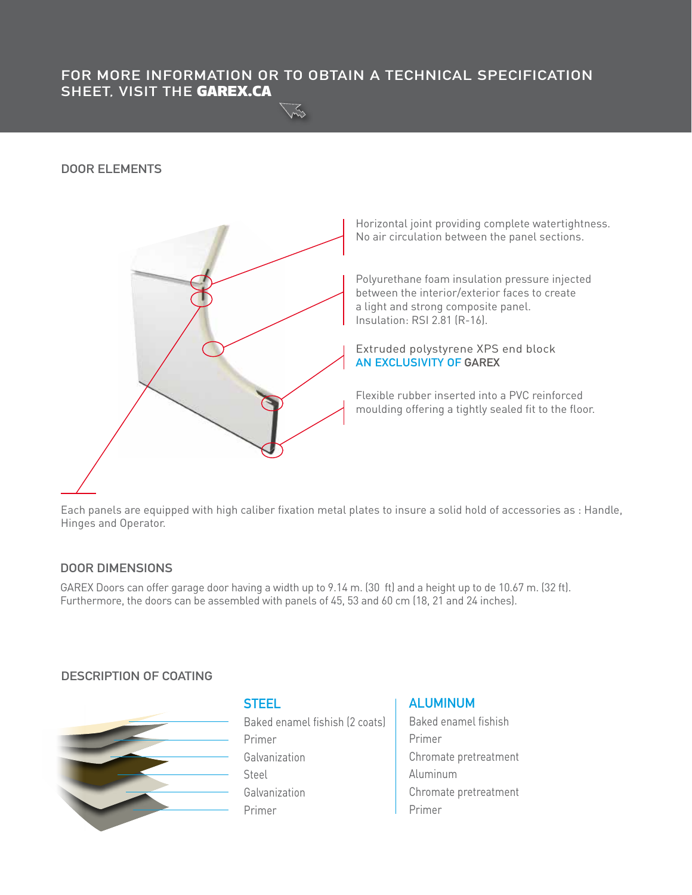FOR MORE INFORMATION OR TO OBTAIN A TECHNICAL SPECIFICATION SHEET, VISIT THE **GAREX.CA**

## DOOR ELEMENTS

Horizontal joint providing complete watertightness. No air circulation between the panel sections.

Polyurethane foam insulation pressure injected between the interior/exterior faces to create a light and strong composite panel. Insulation: RSI 2.81 (R-16).

Extruded polystyrene XPS end block
AN EXCLUSIVITY OF GAREX

Flexible rubber inserted into a PVC reinforced moulding offering a tightly sealed fit to the floor.

Each panels are equipped with high caliber fixation metal plates to insure a solid hold of accessories as : Handle, Hinges and Operator.

## DOOR DIMENSIONS

GAREX Doors can offer garage door having a width up to 9.14 m. (30 ft) and a height up to de 10.67 m. (32 ft). Furthermore, the doors can be assembled with panels of 45, 53 and 60 cm (18, 21 and 24 inches).

## DESCRIPTION OF COATING

| STEEL | ALUMINUM |
|---|---|
| Baked enamel fishish (2 coats) | Baked enamel fishish |
| Primer | Primer |
| Galvanization | Chromate pretreatment |
| Steel | Aluminum |
| Galvanization | Chromate pretreatment |
| Primer | Primer |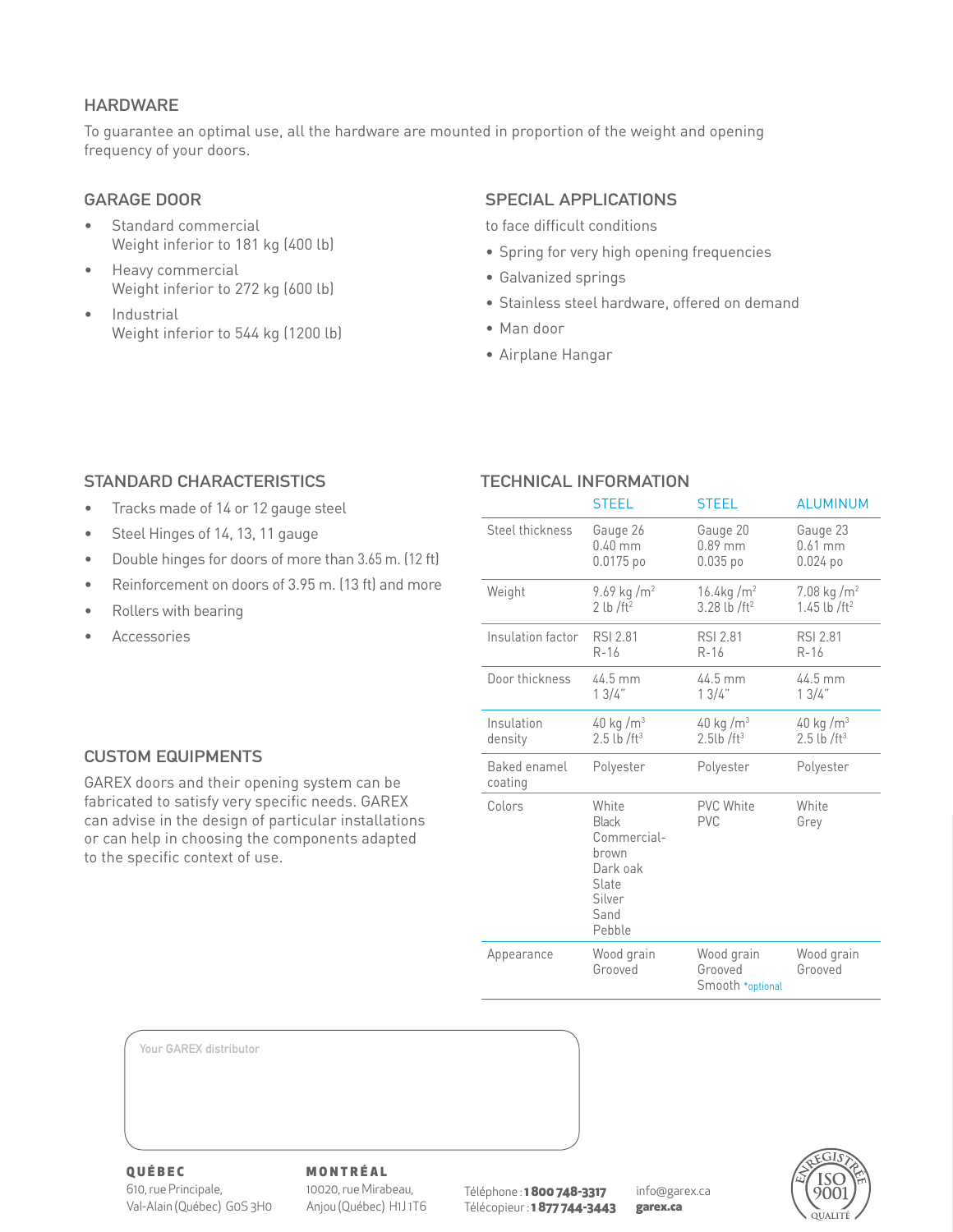## HARDWARE

To guarantee an optimal use, all the hardware are mounted in proportion of the weight and opening frequency of your doors.

### GARAGE DOOR

- Standard commercial
  Weight inferior to 181 kg (400 lb)
- Heavy commercial
  Weight inferior to 272 kg (600 lb)
- Industrial
  Weight inferior to 544 kg (1200 lb)

### SPECIAL APPLICATIONS

to face difficult conditions

- Spring for very high opening frequencies
- Galvanized springs
- Stainless steel hardware, offered on demand
- Man door
- Airplane Hangar

### STANDARD CHARACTERISTICS

- Tracks made of 14 or 12 gauge steel
- Steel Hinges of 14, 13, 11 gauge
- Double hinges for doors of more than 3.65 m. (12 ft)
- Reinforcement on doors of 3.95 m. (13 ft) and more
- Rollers with bearing
- Accessories

### TECHNICAL INFORMATION

| | STEEL | STEEL | ALUMINUM |
|---|---|---|---|
| Steel thickness | Gauge 26<br>0.40 mm<br>0.0175 po | Gauge 20<br>0.89 mm<br>0.035 po | Gauge 23<br>0.61 mm<br>0.024 po |
| Weight | 9.69 kg /m²<br>2 lb /ft² | 16.4kg /m²<br>3.28 lb /ft² | 7.08 kg /m²<br>1.45 lb /ft² |
| Insulation factor | RSI 2.81<br>R-16 | RSI 2.81<br>R-16 | RSI 2.81<br>R-16 |
| Door thickness | 44.5 mm<br>1 3/4" | 44.5 mm<br>1 3/4" | 44.5 mm<br>1 3/4" |
| Insulation density | 40 kg /m³<br>2.5 lb /ft³ | 40 kg /m³<br>2.5lb /ft³ | 40 kg /m³<br>2.5 lb /ft³ |
| Baked enamel coating | Polyester | Polyester | Polyester |
| Colors | White<br>Black<br>Commercial-brown<br>Dark oak<br>Slate<br>Silver<br>Sand<br>Pebble | PVC White<br>PVC | White<br>Grey |
| Appearance | Wood grain<br>Grooved | Wood grain<br>Grooved<br>Smooth *optional | Wood grain<br>Grooved |

### CUSTOM EQUIPMENTS

GAREX doors and their opening system can be fabricated to satisfy very specific needs. GAREX can advise in the design of particular installations or can help in choosing the components adapted to the specific context of use.

Your GAREX distributor

**QUÉBEC**
610, rue Principale,
Val-Alain (Québec) G0S 3H0

**MONTRÉAL**
10020, rue Mirabeau,
Anjou (Québec) H1J 1T6

Téléphone : **1 800 748-3317**
Télécopieur : **1 877 744-3443**

info@garex.ca
**garex.ca**

ENREGISTRÉ ISO 9001 QUALITÉ